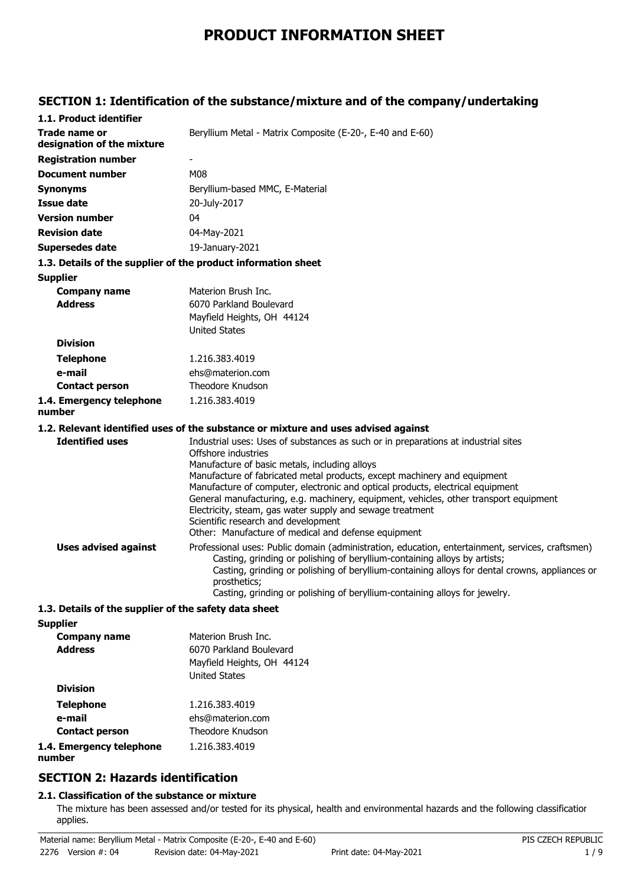# PRODUCT INFORMATION SHEET

## SECTION 1: Identification of the substance/mixture and of the company/undertaking

### 1.1. Product identifier

| | |
|---|---|
| **Trade name or designation of the mixture** | Beryllium Metal - Matrix Composite (E-20-, E-40 and E-60) |
| **Registration number** | - |
| **Document number** | M08 |
| **Synonyms** | Beryllium-based MMC, E-Material |
| **Issue date** | 20-July-2017 |
| **Version number** | 04 |
| **Revision date** | 04-May-2021 |
| **Supersedes date** | 19-January-2021 |

### 1.3. Details of the supplier of the product information sheet

**Supplier**

| | |
|---|---|
| **Company name** | Materion Brush Inc. |
| **Address** | 6070 Parkland Boulevard<br>Mayfield Heights, OH 44124<br>United States |
| **Division** | |
| **Telephone** | 1.216.383.4019 |
| **e-mail** | ehs@materion.com |
| **Contact person** | Theodore Knudson |
| **1.4. Emergency telephone number** | 1.216.383.4019 |

### 1.2. Relevant identified uses of the substance or mixture and uses advised against

**Identified uses**

Industrial uses: Uses of substances as such or in preparations at industrial sites
Offshore industries
Manufacture of basic metals, including alloys
Manufacture of fabricated metal products, except machinery and equipment
Manufacture of computer, electronic and optical products, electrical equipment
General manufacturing, e.g. machinery, equipment, vehicles, other transport equipment
Electricity, steam, gas water supply and sewage treatment
Scientific research and development
Other: Manufacture of medical and defense equipment

**Uses advised against**

Professional uses: Public domain (administration, education, entertainment, services, craftsmen)
- Casting, grinding or polishing of beryllium-containing alloys by artists;
- Casting, grinding or polishing of beryllium-containing alloys for dental crowns, appliances or prosthetics;
- Casting, grinding or polishing of beryllium-containing alloys for jewelry.

### 1.3. Details of the supplier of the safety data sheet

**Supplier**

| | |
|---|---|
| **Company name** | Materion Brush Inc. |
| **Address** | 6070 Parkland Boulevard<br>Mayfield Heights, OH 44124<br>United States |
| **Division** | |
| **Telephone** | 1.216.383.4019 |
| **e-mail** | ehs@materion.com |
| **Contact person** | Theodore Knudson |
| **1.4. Emergency telephone number** | 1.216.383.4019 |

## SECTION 2: Hazards identification

### 2.1. Classification of the substance or mixture

The mixture has been assessed and/or tested for its physical, health and environmental hazards and the following classification applies.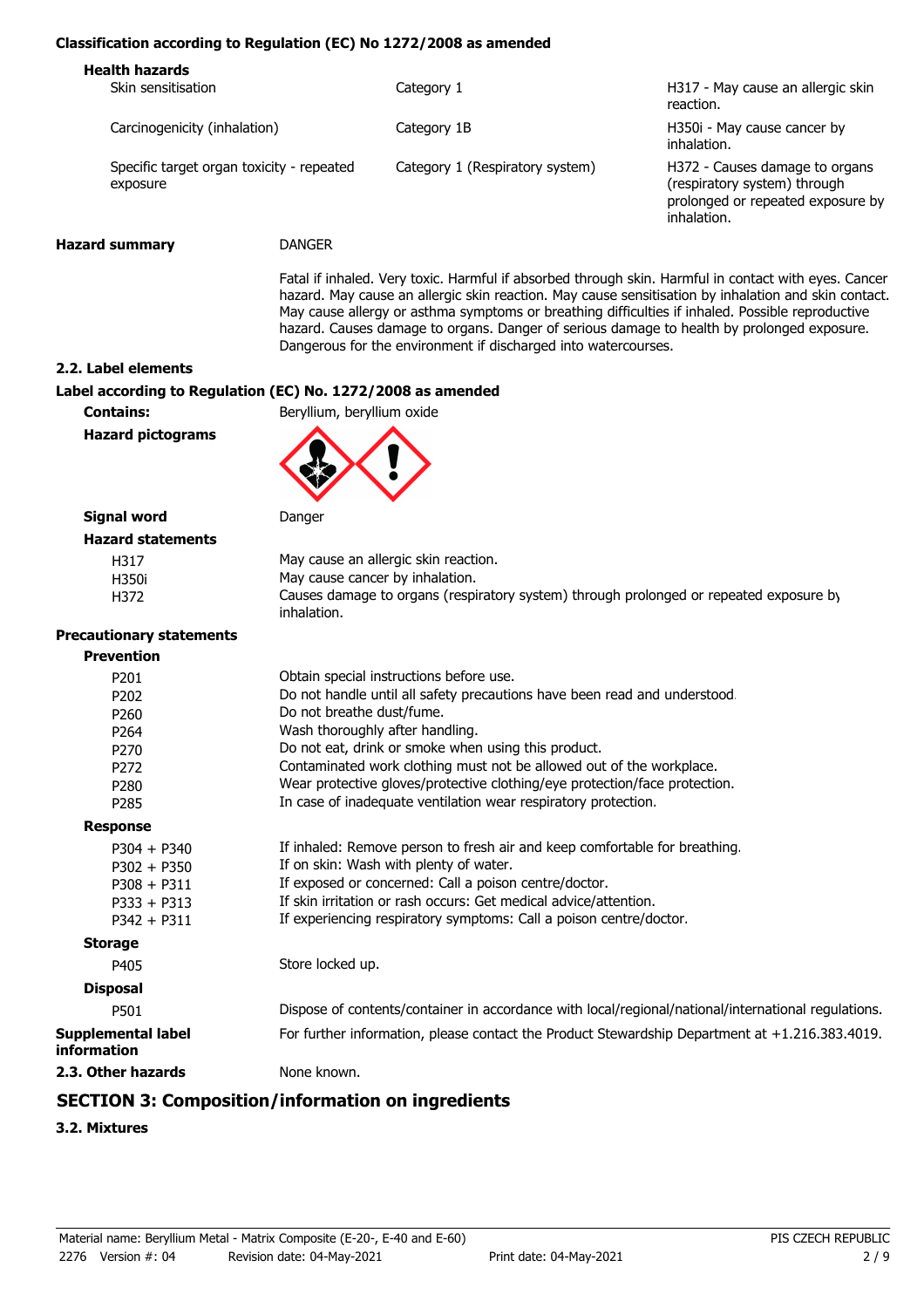**Classification according to Regulation (EC) No 1272/2008 as amended**

**Health hazards**

| | | |
|---|---|---|
| Skin sensitisation | Category 1 | H317 - May cause an allergic skin reaction. |
| Carcinogenicity (inhalation) | Category 1B | H350i - May cause cancer by inhalation. |
| Specific target organ toxicity - repeated exposure | Category 1 (Respiratory system) | H372 - Causes damage to organs (respiratory system) through prolonged or repeated exposure by inhalation. |

**Hazard summary** DANGER

Fatal if inhaled. Very toxic. Harmful if absorbed through skin. Harmful in contact with eyes. Cancer hazard. May cause an allergic skin reaction. May cause sensitisation by inhalation and skin contact. May cause allergy or asthma symptoms or breathing difficulties if inhaled. Possible reproductive hazard. Causes damage to organs. Danger of serious damage to health by prolonged exposure. Dangerous for the environment if discharged into watercourses.

**2.2. Label elements**

**Label according to Regulation (EC) No. 1272/2008 as amended**

**Contains:** Beryllium, beryllium oxide

**Hazard pictograms**

**Signal word** Danger

**Hazard statements**

| | |
|---|---|
| H317 | May cause an allergic skin reaction. |
| H350i | May cause cancer by inhalation. |
| H372 | Causes damage to organs (respiratory system) through prolonged or repeated exposure by inhalation. |

**Precautionary statements**

**Prevention**

| | |
|---|---|
| P201 | Obtain special instructions before use. |
| P202 | Do not handle until all safety precautions have been read and understood. |
| P260 | Do not breathe dust/fume. |
| P264 | Wash thoroughly after handling. |
| P270 | Do not eat, drink or smoke when using this product. |
| P272 | Contaminated work clothing must not be allowed out of the workplace. |
| P280 | Wear protective gloves/protective clothing/eye protection/face protection. |
| P285 | In case of inadequate ventilation wear respiratory protection. |

**Response**

| | |
|---|---|
| P304 + P340 | If inhaled: Remove person to fresh air and keep comfortable for breathing. |
| P302 + P350 | If on skin: Wash with plenty of water. |
| P308 + P311 | If exposed or concerned: Call a poison centre/doctor. |
| P333 + P313 | If skin irritation or rash occurs: Get medical advice/attention. |
| P342 + P311 | If experiencing respiratory symptoms: Call a poison centre/doctor. |

**Storage**

| | |
|---|---|
| P405 | Store locked up. |

**Disposal**

| | |
|---|---|
| P501 | Dispose of contents/container in accordance with local/regional/national/international regulations. |

**Supplemental label information** For further information, please contact the Product Stewardship Department at +1.216.383.4019.

**2.3. Other hazards** None known.

## SECTION 3: Composition/information on ingredients

**3.2. Mixtures**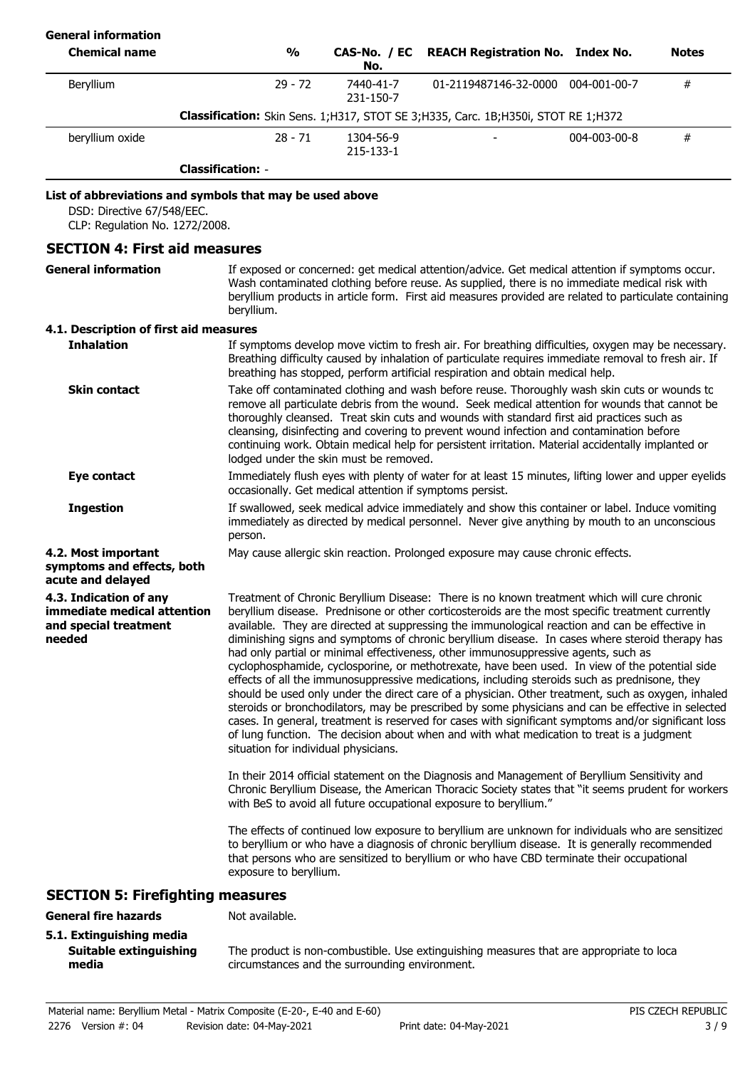**General information**

| Chemical name | % | CAS-No. / EC No. | REACH Registration No. | Index No. | Notes |
|---|---|---|---|---|---|
| Beryllium | 29 - 72 | 7440-41-7<br>231-150-7 | 01-2119487146-32-0000 | 004-001-00-7 | # |
| **Classification:** Skin Sens. 1;H317, STOT SE 3;H335, Carc. 1B;H350i, STOT RE 1;H372 | | | | | |
| beryllium oxide | 28 - 71 | 1304-56-9<br>215-133-1 | - | 004-003-00-8 | # |
| **Classification:** - | | | | | |

**List of abbreviations and symbols that may be used above**

DSD: Directive 67/548/EEC.
CLP: Regulation No. 1272/2008.

## SECTION 4: First aid measures

**General information**

If exposed or concerned: get medical attention/advice. Get medical attention if symptoms occur. Wash contaminated clothing before reuse. As supplied, there is no immediate medical risk with beryllium products in article form. First aid measures provided are related to particulate containing beryllium.

### 4.1. Description of first aid measures

**Inhalation**

If symptoms develop move victim to fresh air. For breathing difficulties, oxygen may be necessary. Breathing difficulty caused by inhalation of particulate requires immediate removal to fresh air. If breathing has stopped, perform artificial respiration and obtain medical help.

**Skin contact**

Take off contaminated clothing and wash before reuse. Thoroughly wash skin cuts or wounds to remove all particulate debris from the wound. Seek medical attention for wounds that cannot be thoroughly cleansed. Treat skin cuts and wounds with standard first aid practices such as cleansing, disinfecting and covering to prevent wound infection and contamination before continuing work. Obtain medical help for persistent irritation. Material accidentally implanted or lodged under the skin must be removed.

**Eye contact**

Immediately flush eyes with plenty of water for at least 15 minutes, lifting lower and upper eyelids occasionally. Get medical attention if symptoms persist.

**Ingestion**

If swallowed, seek medical advice immediately and show this container or label. Induce vomiting immediately as directed by medical personnel. Never give anything by mouth to an unconscious person.

**4.2. Most important symptoms and effects, both acute and delayed**

May cause allergic skin reaction. Prolonged exposure may cause chronic effects.

**4.3. Indication of any immediate medical attention and special treatment needed**

Treatment of Chronic Beryllium Disease: There is no known treatment which will cure chronic beryllium disease. Prednisone or other corticosteroids are the most specific treatment currently available. They are directed at suppressing the immunological reaction and can be effective in diminishing signs and symptoms of chronic beryllium disease. In cases where steroid therapy has had only partial or minimal effectiveness, other immunosuppressive agents, such as cyclophosphamide, cyclosporine, or methotrexate, have been used. In view of the potential side effects of all the immunosuppressive medications, including steroids such as prednisone, they should be used only under the direct care of a physician. Other treatment, such as oxygen, inhaled steroids or bronchodilators, may be prescribed by some physicians and can be effective in selected cases. In general, treatment is reserved for cases with significant symptoms and/or significant loss of lung function. The decision about when and with what medication to treat is a judgment situation for individual physicians.

In their 2014 official statement on the Diagnosis and Management of Beryllium Sensitivity and Chronic Beryllium Disease, the American Thoracic Society states that "it seems prudent for workers with BeS to avoid all future occupational exposure to beryllium."

The effects of continued low exposure to beryllium are unknown for individuals who are sensitized to beryllium or who have a diagnosis of chronic beryllium disease. It is generally recommended that persons who are sensitized to beryllium or who have CBD terminate their occupational exposure to beryllium.

## SECTION 5: Firefighting measures

**General fire hazards**

Not available.

### 5.1. Extinguishing media

**Suitable extinguishing media**

The product is non-combustible. Use extinguishing measures that are appropriate to loca circumstances and the surrounding environment.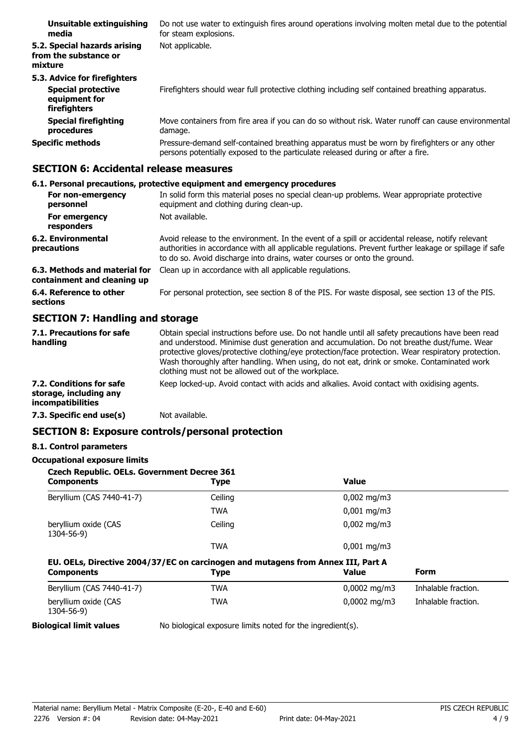**Unsuitable extinguishing media** Do not use water to extinguish fires around operations involving molten metal due to the potential for steam explosions.

**5.2. Special hazards arising from the substance or mixture** Not applicable.

**5.3. Advice for firefighters**

**Special protective equipment for firefighters** Firefighters should wear full protective clothing including self contained breathing apparatus.

**Special firefighting procedures** Move containers from fire area if you can do so without risk. Water runoff can cause environmental damage.

**Specific methods** Pressure-demand self-contained breathing apparatus must be worn by firefighters or any other persons potentially exposed to the particulate released during or after a fire.

## SECTION 6: Accidental release measures

**6.1. Personal precautions, protective equipment and emergency procedures**

**For non-emergency personnel** In solid form this material poses no special clean-up problems. Wear appropriate protective equipment and clothing during clean-up.

**For emergency responders** Not available.

**6.2. Environmental precautions** Avoid release to the environment. In the event of a spill or accidental release, notify relevant authorities in accordance with all applicable regulations. Prevent further leakage or spillage if safe to do so. Avoid discharge into drains, water courses or onto the ground.

**6.3. Methods and material for containment and cleaning up** Clean up in accordance with all applicable regulations.

**6.4. Reference to other sections** For personal protection, see section 8 of the PIS. For waste disposal, see section 13 of the PIS.

## SECTION 7: Handling and storage

**7.1. Precautions for safe handling** Obtain special instructions before use. Do not handle until all safety precautions have been read and understood. Minimise dust generation and accumulation. Do not breathe dust/fume. Wear protective gloves/protective clothing/eye protection/face protection. Wear respiratory protection. Wash thoroughly after handling. When using, do not eat, drink or smoke. Contaminated work clothing must not be allowed out of the workplace.

**7.2. Conditions for safe storage, including any incompatibilities** Keep locked-up. Avoid contact with acids and alkalies. Avoid contact with oxidising agents.

**7.3. Specific end use(s)** Not available.

## SECTION 8: Exposure controls/personal protection

**8.1. Control parameters**

**Occupational exposure limits**

**Czech Republic. OELs. Government Decree 361**

| Components | Type | Value |
|---|---|---|
| Beryllium (CAS 7440-41-7) | Ceiling | 0,002 mg/m3 |
| | TWA | 0,001 mg/m3 |
| beryllium oxide (CAS 1304-56-9) | Ceiling | 0,002 mg/m3 |
| | TWA | 0,001 mg/m3 |

**EU. OELs, Directive 2004/37/EC on carcinogen and mutagens from Annex III, Part A**

| Components | Type | Value | Form |
|---|---|---|---|
| Beryllium (CAS 7440-41-7) | TWA | 0,0002 mg/m3 | Inhalable fraction. |
| beryllium oxide (CAS 1304-56-9) | TWA | 0,0002 mg/m3 | Inhalable fraction. |

**Biological limit values** No biological exposure limits noted for the ingredient(s).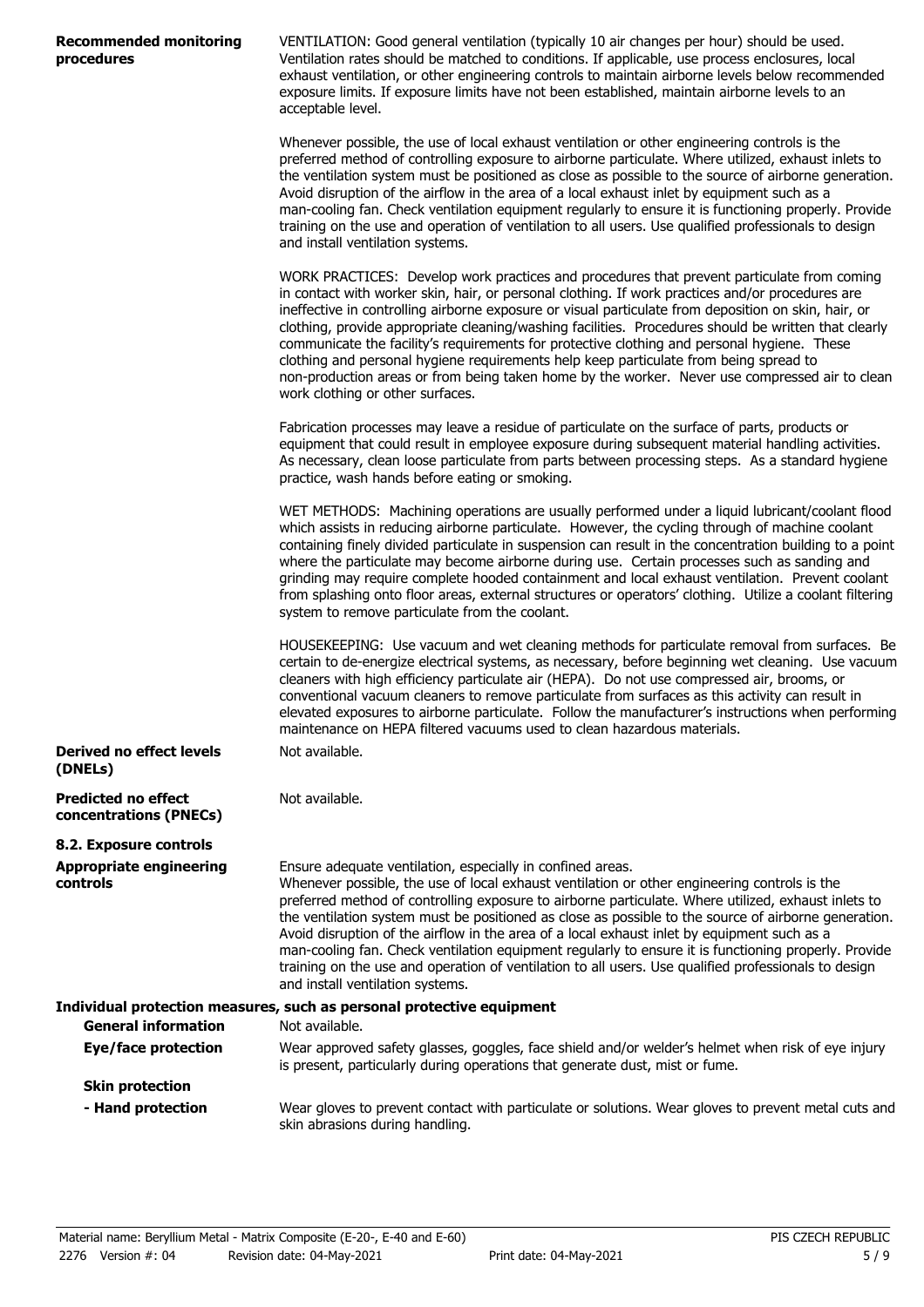**Recommended monitoring procedures**

VENTILATION: Good general ventilation (typically 10 air changes per hour) should be used. Ventilation rates should be matched to conditions. If applicable, use process enclosures, local exhaust ventilation, or other engineering controls to maintain airborne levels below recommended exposure limits. If exposure limits have not been established, maintain airborne levels to an acceptable level.

Whenever possible, the use of local exhaust ventilation or other engineering controls is the preferred method of controlling exposure to airborne particulate. Where utilized, exhaust inlets to the ventilation system must be positioned as close as possible to the source of airborne generation. Avoid disruption of the airflow in the area of a local exhaust inlet by equipment such as a man-cooling fan. Check ventilation equipment regularly to ensure it is functioning properly. Provide training on the use and operation of ventilation to all users. Use qualified professionals to design and install ventilation systems.

WORK PRACTICES: Develop work practices and procedures that prevent particulate from coming in contact with worker skin, hair, or personal clothing. If work practices and/or procedures are ineffective in controlling airborne exposure or visual particulate from deposition on skin, hair, or clothing, provide appropriate cleaning/washing facilities. Procedures should be written that clearly communicate the facility's requirements for protective clothing and personal hygiene. These clothing and personal hygiene requirements help keep particulate from being spread to non-production areas or from being taken home by the worker. Never use compressed air to clean work clothing or other surfaces.

Fabrication processes may leave a residue of particulate on the surface of parts, products or equipment that could result in employee exposure during subsequent material handling activities. As necessary, clean loose particulate from parts between processing steps. As a standard hygiene practice, wash hands before eating or smoking.

WET METHODS: Machining operations are usually performed under a liquid lubricant/coolant flood which assists in reducing airborne particulate. However, the cycling through of machine coolant containing finely divided particulate in suspension can result in the concentration building to a point where the particulate may become airborne during use. Certain processes such as sanding and grinding may require complete hooded containment and local exhaust ventilation. Prevent coolant from splashing onto floor areas, external structures or operators' clothing. Utilize a coolant filtering system to remove particulate from the coolant.

HOUSEKEEPING: Use vacuum and wet cleaning methods for particulate removal from surfaces. Be certain to de-energize electrical systems, as necessary, before beginning wet cleaning. Use vacuum cleaners with high efficiency particulate air (HEPA). Do not use compressed air, brooms, or conventional vacuum cleaners to remove particulate from surfaces as this activity can result in elevated exposures to airborne particulate. Follow the manufacturer's instructions when performing maintenance on HEPA filtered vacuums used to clean hazardous materials.

**Derived no effect levels (DNELs)**

Not available.

**Predicted no effect concentrations (PNECs)**

Not available.

**8.2. Exposure controls**

**Appropriate engineering controls**

Ensure adequate ventilation, especially in confined areas.
Whenever possible, the use of local exhaust ventilation or other engineering controls is the preferred method of controlling exposure to airborne particulate. Where utilized, exhaust inlets to the ventilation system must be positioned as close as possible to the source of airborne generation. Avoid disruption of the airflow in the area of a local exhaust inlet by equipment such as a man-cooling fan. Check ventilation equipment regularly to ensure it is functioning properly. Provide training on the use and operation of ventilation to all users. Use qualified professionals to design and install ventilation systems.

**Individual protection measures, such as personal protective equipment**

**General information**

Not available.

**Eye/face protection**

Wear approved safety glasses, goggles, face shield and/or welder's helmet when risk of eye injury is present, particularly during operations that generate dust, mist or fume.

**Skin protection**

**- Hand protection**

Wear gloves to prevent contact with particulate or solutions. Wear gloves to prevent metal cuts and skin abrasions during handling.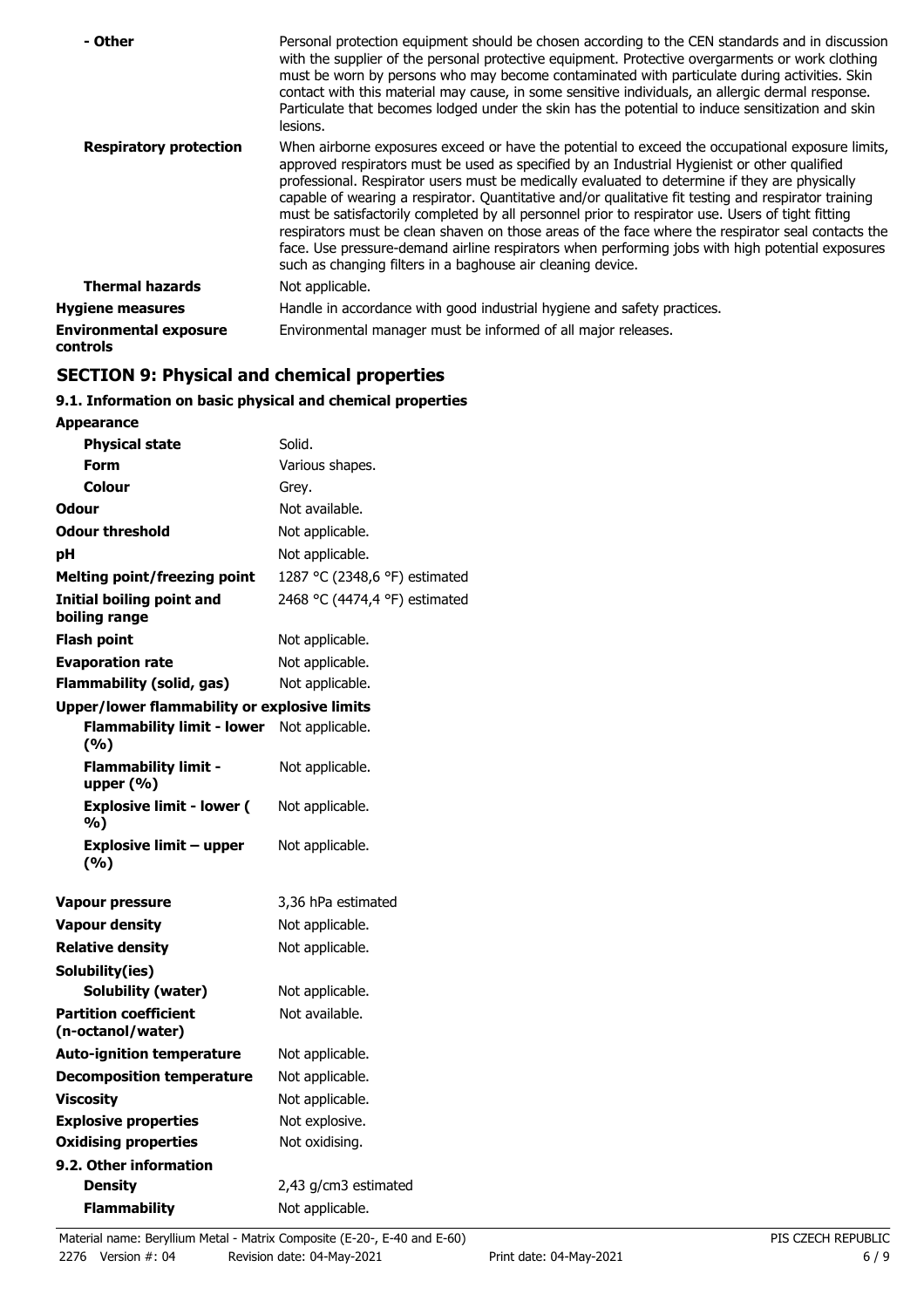| | |
|---|---|
| **- Other** | Personal protection equipment should be chosen according to the CEN standards and in discussion with the supplier of the personal protective equipment. Protective overgarments or work clothing must be worn by persons who may become contaminated with particulate during activities. Skin contact with this material may cause, in some sensitive individuals, an allergic dermal response. Particulate that becomes lodged under the skin has the potential to induce sensitization and skin lesions. |
| **Respiratory protection** | When airborne exposures exceed or have the potential to exceed the occupational exposure limits, approved respirators must be used as specified by an Industrial Hygienist or other qualified professional. Respirator users must be medically evaluated to determine if they are physically capable of wearing a respirator. Quantitative and/or qualitative fit testing and respirator training must be satisfactorily completed by all personnel prior to respirator use. Users of tight fitting respirators must be clean shaven on those areas of the face where the respirator seal contacts the face. Use pressure-demand airline respirators when performing jobs with high potential exposures such as changing filters in a baghouse air cleaning device. |
| **Thermal hazards** | Not applicable. |
| **Hygiene measures** | Handle in accordance with good industrial hygiene and safety practices. |
| **Environmental exposure controls** | Environmental manager must be informed of all major releases. |

## SECTION 9: Physical and chemical properties

### 9.1. Information on basic physical and chemical properties

| | |
|---|---|
| **Appearance** | |
| **Physical state** | Solid. |
| **Form** | Various shapes. |
| **Colour** | Grey. |
| **Odour** | Not available. |
| **Odour threshold** | Not applicable. |
| **pH** | Not applicable. |
| **Melting point/freezing point** | 1287 °C (2348,6 °F) estimated |
| **Initial boiling point and boiling range** | 2468 °C (4474,4 °F) estimated |
| **Flash point** | Not applicable. |
| **Evaporation rate** | Not applicable. |
| **Flammability (solid, gas)** | Not applicable. |
| **Upper/lower flammability or explosive limits** | |
| **Flammability limit - lower (%)** | Not applicable. |
| **Flammability limit - upper (%)** | Not applicable. |
| **Explosive limit - lower (%)** | Not applicable. |
| **Explosive limit – upper (%)** | Not applicable. |
| **Vapour pressure** | 3,36 hPa estimated |
| **Vapour density** | Not applicable. |
| **Relative density** | Not applicable. |
| **Solubility(ies)** | |
| **Solubility (water)** | Not applicable. |
| **Partition coefficient (n-octanol/water)** | Not available. |
| **Auto-ignition temperature** | Not applicable. |
| **Decomposition temperature** | Not applicable. |
| **Viscosity** | Not applicable. |
| **Explosive properties** | Not explosive. |
| **Oxidising properties** | Not oxidising. |
| **9.2. Other information** | |
| **Density** | 2,43 g/cm3 estimated |
| **Flammability** | Not applicable. |

Material name: Beryllium Metal - Matrix Composite (E-20-, E-40 and E-60)
2276 Version #: 04 Revision date: 04-May-2021 Print date: 04-May-2021 PIS CZECH REPUBLIC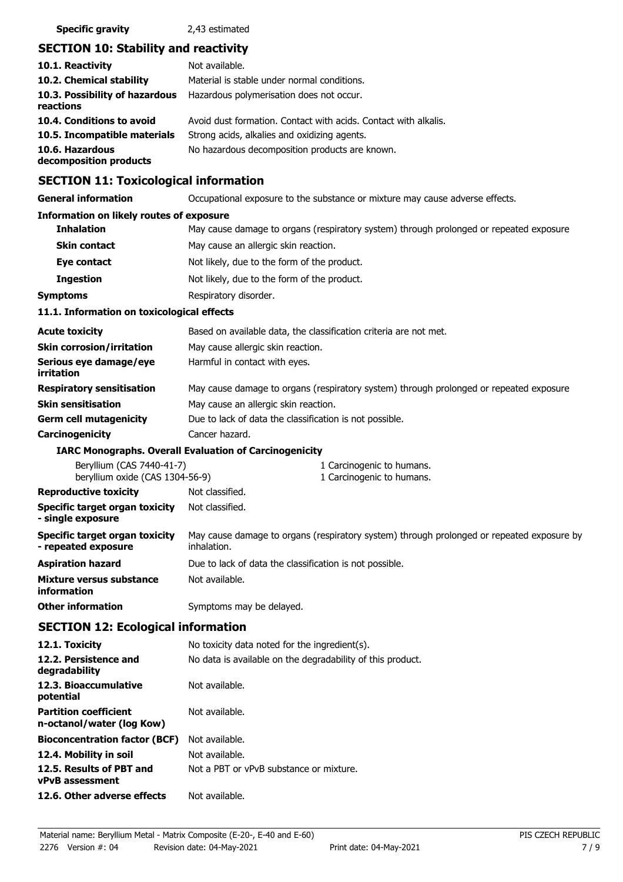**Specific gravity** 2,43 estimated

## SECTION 10: Stability and reactivity

| | |
|---|---|
| **10.1. Reactivity** | Not available. |
| **10.2. Chemical stability** | Material is stable under normal conditions. |
| **10.3. Possibility of hazardous reactions** | Hazardous polymerisation does not occur. |
| **10.4. Conditions to avoid** | Avoid dust formation. Contact with acids. Contact with alkalis. |
| **10.5. Incompatible materials** | Strong acids, alkalies and oxidizing agents. |
| **10.6. Hazardous decomposition products** | No hazardous decomposition products are known. |

## SECTION 11: Toxicological information

**General information** Occupational exposure to the substance or mixture may cause adverse effects.

**Information on likely routes of exposure**

| | |
|---|---|
| **Inhalation** | May cause damage to organs (respiratory system) through prolonged or repeated exposure |
| **Skin contact** | May cause an allergic skin reaction. |
| **Eye contact** | Not likely, due to the form of the product. |
| **Ingestion** | Not likely, due to the form of the product. |
| **Symptoms** | Respiratory disorder. |

**11.1. Information on toxicological effects**

| | |
|---|---|
| **Acute toxicity** | Based on available data, the classification criteria are not met. |
| **Skin corrosion/irritation** | May cause allergic skin reaction. |
| **Serious eye damage/eye irritation** | Harmful in contact with eyes. |
| **Respiratory sensitisation** | May cause damage to organs (respiratory system) through prolonged or repeated exposure |
| **Skin sensitisation** | May cause an allergic skin reaction. |
| **Germ cell mutagenicity** | Due to lack of data the classification is not possible. |
| **Carcinogenicity** | Cancer hazard. |

**IARC Monographs. Overall Evaluation of Carcinogenicity**

| | |
|---|---|
| Beryllium (CAS 7440-41-7) | 1 Carcinogenic to humans. |
| beryllium oxide (CAS 1304-56-9) | 1 Carcinogenic to humans. |

| | |
|---|---|
| **Reproductive toxicity** | Not classified. |
| **Specific target organ toxicity - single exposure** | Not classified. |
| **Specific target organ toxicity - repeated exposure** | May cause damage to organs (respiratory system) through prolonged or repeated exposure by inhalation. |
| **Aspiration hazard** | Due to lack of data the classification is not possible. |
| **Mixture versus substance information** | Not available. |
| **Other information** | Symptoms may be delayed. |

## SECTION 12: Ecological information

| | |
|---|---|
| **12.1. Toxicity** | No toxicity data noted for the ingredient(s). |
| **12.2. Persistence and degradability** | No data is available on the degradability of this product. |
| **12.3. Bioaccumulative potential** | Not available. |
| **Partition coefficient n-octanol/water (log Kow)** | Not available. |
| **Bioconcentration factor (BCF)** | Not available. |
| **12.4. Mobility in soil** | Not available. |
| **12.5. Results of PBT and vPvB assessment** | Not a PBT or vPvB substance or mixture. |
| **12.6. Other adverse effects** | Not available. |

Material name: Beryllium Metal - Matrix Composite (E-20-, E-40 and E-60) PIS CZECH REPUBLIC
2276 Version #: 04 Revision date: 04-May-2021 Print date: 04-May-2021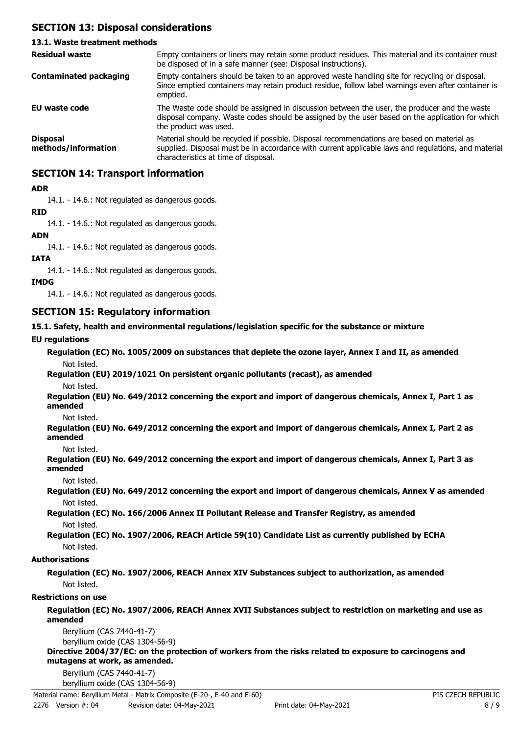## SECTION 13: Disposal considerations

### 13.1. Waste treatment methods

| | |
|---|---|
| **Residual waste** | Empty containers or liners may retain some product residues. This material and its container must be disposed of in a safe manner (see: Disposal instructions). |
| **Contaminated packaging** | Empty containers should be taken to an approved waste handling site for recycling or disposal. Since emptied containers may retain product residue, follow label warnings even after container is emptied. |
| **EU waste code** | The Waste code should be assigned in discussion between the user, the producer and the waste disposal company. Waste codes should be assigned by the user based on the application for which the product was used. |
| **Disposal methods/information** | Material should be recycled if possible. Disposal recommendations are based on material as supplied. Disposal must be in accordance with current applicable laws and regulations, and material characteristics at time of disposal. |

## SECTION 14: Transport information

**ADR**

14.1. - 14.6.: Not regulated as dangerous goods.

**RID**

14.1. - 14.6.: Not regulated as dangerous goods.

**ADN**

14.1. - 14.6.: Not regulated as dangerous goods.

**IATA**

14.1. - 14.6.: Not regulated as dangerous goods.

**IMDG**

14.1. - 14.6.: Not regulated as dangerous goods.

## SECTION 15: Regulatory information

**15.1. Safety, health and environmental regulations/legislation specific for the substance or mixture**

**EU regulations**

**Regulation (EC) No. 1005/2009 on substances that deplete the ozone layer, Annex I and II, as amended**

Not listed.

**Regulation (EU) 2019/1021 On persistent organic pollutants (recast), as amended**

Not listed.

**Regulation (EU) No. 649/2012 concerning the export and import of dangerous chemicals, Annex I, Part 1 as amended**

Not listed.

**Regulation (EU) No. 649/2012 concerning the export and import of dangerous chemicals, Annex I, Part 2 as amended**

Not listed.

**Regulation (EU) No. 649/2012 concerning the export and import of dangerous chemicals, Annex I, Part 3 as amended**

Not listed.

**Regulation (EU) No. 649/2012 concerning the export and import of dangerous chemicals, Annex V as amended**

Not listed.

**Regulation (EC) No. 166/2006 Annex II Pollutant Release and Transfer Registry, as amended**

Not listed.

**Regulation (EC) No. 1907/2006, REACH Article 59(10) Candidate List as currently published by ECHA**

Not listed.

**Authorisations**

**Regulation (EC) No. 1907/2006, REACH Annex XIV Substances subject to authorization, as amended**

Not listed.

**Restrictions on use**

**Regulation (EC) No. 1907/2006, REACH Annex XVII Substances subject to restriction on marketing and use as amended**

Beryllium (CAS 7440-41-7)
beryllium oxide (CAS 1304-56-9)

**Directive 2004/37/EC: on the protection of workers from the risks related to exposure to carcinogens and mutagens at work, as amended.**

Beryllium (CAS 7440-41-7)
beryllium oxide (CAS 1304-56-9)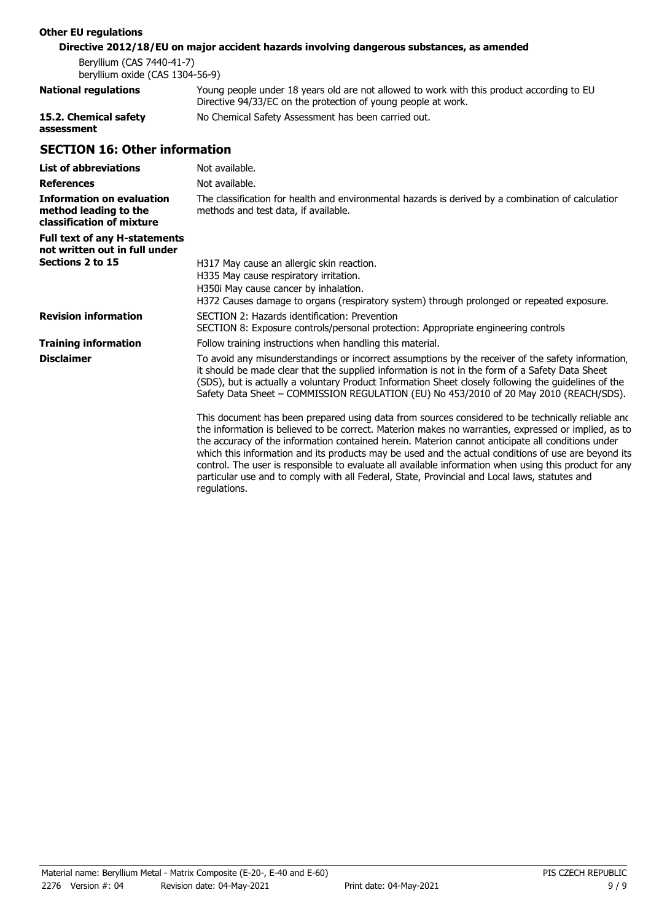**Other EU regulations**

**Directive 2012/18/EU on major accident hazards involving dangerous substances, as amended**

Beryllium (CAS 7440-41-7)
beryllium oxide (CAS 1304-56-9)

| | |
|---|---|
| **National regulations** | Young people under 18 years old are not allowed to work with this product according to EU Directive 94/33/EC on the protection of young people at work. |
| **15.2. Chemical safety assessment** | No Chemical Safety Assessment has been carried out. |

## SECTION 16: Other information

| | |
|---|---|
| **List of abbreviations** | Not available. |
| **References** | Not available. |
| **Information on evaluation method leading to the classification of mixture** | The classification for health and environmental hazards is derived by a combination of calculation methods and test data, if available. |
| **Full text of any H-statements not written out in full under Sections 2 to 15** | H317 May cause an allergic skin reaction.<br>H335 May cause respiratory irritation.<br>H350i May cause cancer by inhalation.<br>H372 Causes damage to organs (respiratory system) through prolonged or repeated exposure. |
| **Revision information** | SECTION 2: Hazards identification: Prevention<br>SECTION 8: Exposure controls/personal protection: Appropriate engineering controls |
| **Training information** | Follow training instructions when handling this material. |
| **Disclaimer** | To avoid any misunderstandings or incorrect assumptions by the receiver of the safety information, it should be made clear that the supplied information is not in the form of a Safety Data Sheet (SDS), but is actually a voluntary Product Information Sheet closely following the guidelines of the Safety Data Sheet – COMMISSION REGULATION (EU) No 453/2010 of 20 May 2010 (REACH/SDS).<br><br>This document has been prepared using data from sources considered to be technically reliable and the information is believed to be correct. Materion makes no warranties, expressed or implied, as to the accuracy of the information contained herein. Materion cannot anticipate all conditions under which this information and its products may be used and the actual conditions of use are beyond its control. The user is responsible to evaluate all available information when using this product for any particular use and to comply with all Federal, State, Provincial and Local laws, statutes and regulations. |

Material name: Beryllium Metal - Matrix Composite (E-20-, E-40 and E-60)
2276 Version #: 04 Revision date: 04-May-2021 Print date: 04-May-2021
PIS CZECH REPUBLIC